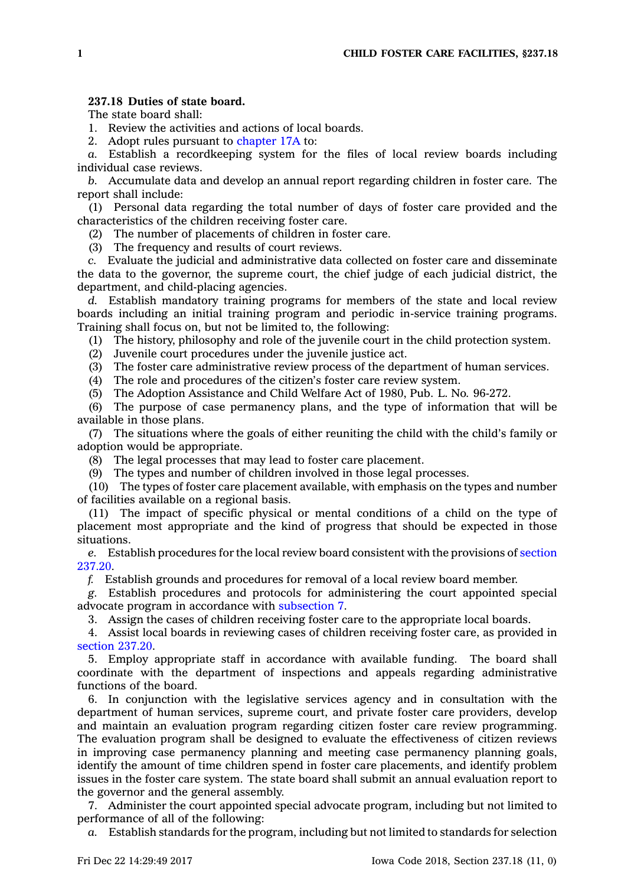**237.18 Duties of state board.**

The state board shall:

1. Review the activities and actions of local boards.
2. Adopt rules pursuant to chapter 17A to:

*a.* Establish a recordkeeping system for the files of local review boards including individual case reviews.

*b.* Accumulate data and develop an annual report regarding children in foster care. The report shall include:

(1) Personal data regarding the total number of days of foster care provided and the characteristics of the children receiving foster care.

(2) The number of placements of children in foster care.

(3) The frequency and results of court reviews.

*c.* Evaluate the judicial and administrative data collected on foster care and disseminate the data to the governor, the supreme court, the chief judge of each judicial district, the department, and child-placing agencies.

*d.* Establish mandatory training programs for members of the state and local review boards including an initial training program and periodic in-service training programs. Training shall focus on, but not be limited to, the following:

(1) The history, philosophy and role of the juvenile court in the child protection system.

(2) Juvenile court procedures under the juvenile justice act.

(3) The foster care administrative review process of the department of human services.

(4) The role and procedures of the citizen's foster care review system.

(5) The Adoption Assistance and Child Welfare Act of 1980, Pub. L. No. 96-272.

(6) The purpose of case permanency plans, and the type of information that will be available in those plans.

(7) The situations where the goals of either reuniting the child with the child's family or adoption would be appropriate.

(8) The legal processes that may lead to foster care placement.

(9) The types and number of children involved in those legal processes.

(10) The types of foster care placement available, with emphasis on the types and number of facilities available on a regional basis.

(11) The impact of specific physical or mental conditions of a child on the type of placement most appropriate and the kind of progress that should be expected in those situations.

*e.* Establish procedures for the local review board consistent with the provisions of section 237.20.

*f.* Establish grounds and procedures for removal of a local review board member.

*g.* Establish procedures and protocols for administering the court appointed special advocate program in accordance with subsection 7.

3. Assign the cases of children receiving foster care to the appropriate local boards.
4. Assist local boards in reviewing cases of children receiving foster care, as provided in section 237.20.
5. Employ appropriate staff in accordance with available funding. The board shall coordinate with the department of inspections and appeals regarding administrative functions of the board.
6. In conjunction with the legislative services agency and in consultation with the department of human services, supreme court, and private foster care providers, develop and maintain an evaluation program regarding citizen foster care review programming. The evaluation program shall be designed to evaluate the effectiveness of citizen reviews in improving case permanency planning and meeting case permanency planning goals, identify the amount of time children spend in foster care placements, and identify problem issues in the foster care system. The state board shall submit an annual evaluation report to the governor and the general assembly.
7. Administer the court appointed special advocate program, including but not limited to performance of all of the following:

*a.* Establish standards for the program, including but not limited to standards for selection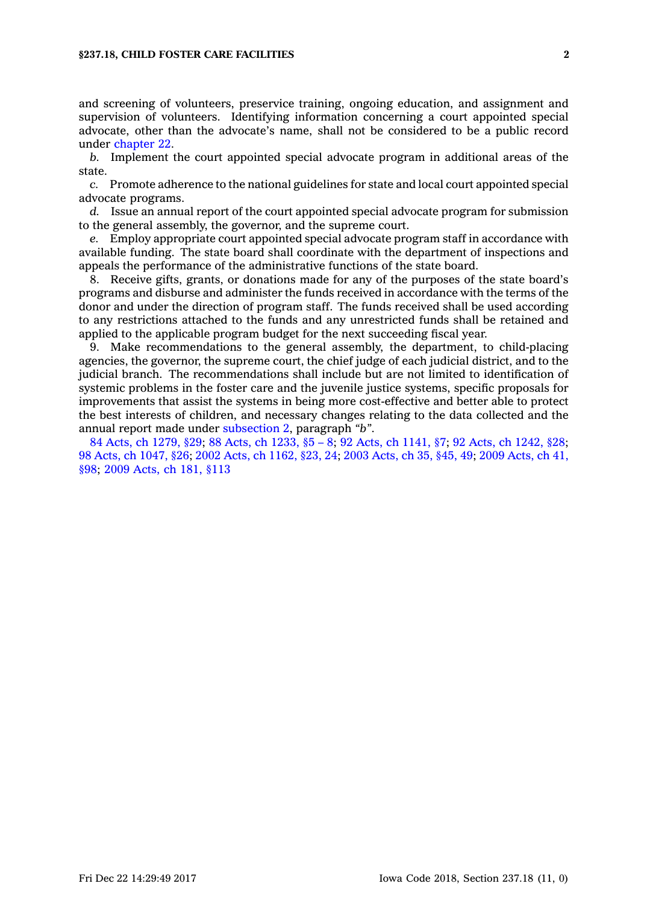and screening of volunteers, preservice training, ongoing education, and assignment and supervision of volunteers. Identifying information concerning a court appointed special advocate, other than the advocate's name, shall not be considered to be a public record under chapter 22.

*b.* Implement the court appointed special advocate program in additional areas of the state.

*c.* Promote adherence to the national guidelines for state and local court appointed special advocate programs.

*d.* Issue an annual report of the court appointed special advocate program for submission to the general assembly, the governor, and the supreme court.

*e.* Employ appropriate court appointed special advocate program staff in accordance with available funding. The state board shall coordinate with the department of inspections and appeals the performance of the administrative functions of the state board.

8. Receive gifts, grants, or donations made for any of the purposes of the state board's programs and disburse and administer the funds received in accordance with the terms of the donor and under the direction of program staff. The funds received shall be used according to any restrictions attached to the funds and any unrestricted funds shall be retained and applied to the applicable program budget for the next succeeding fiscal year.

9. Make recommendations to the general assembly, the department, to child-placing agencies, the governor, the supreme court, the chief judge of each judicial district, and to the judicial branch. The recommendations shall include but are not limited to identification of systemic problems in the foster care and the juvenile justice systems, specific proposals for improvements that assist the systems in being more cost-effective and better able to protect the best interests of children, and necessary changes relating to the data collected and the annual report made under subsection 2, paragraph *"b"*.

84 Acts, ch 1279, §29; 88 Acts, ch 1233, §5 – 8; 92 Acts, ch 1141, §7; 92 Acts, ch 1242, §28; 98 Acts, ch 1047, §26; 2002 Acts, ch 1162, §23, 24; 2003 Acts, ch 35, §45, 49; 2009 Acts, ch 41, §98; 2009 Acts, ch 181, §113